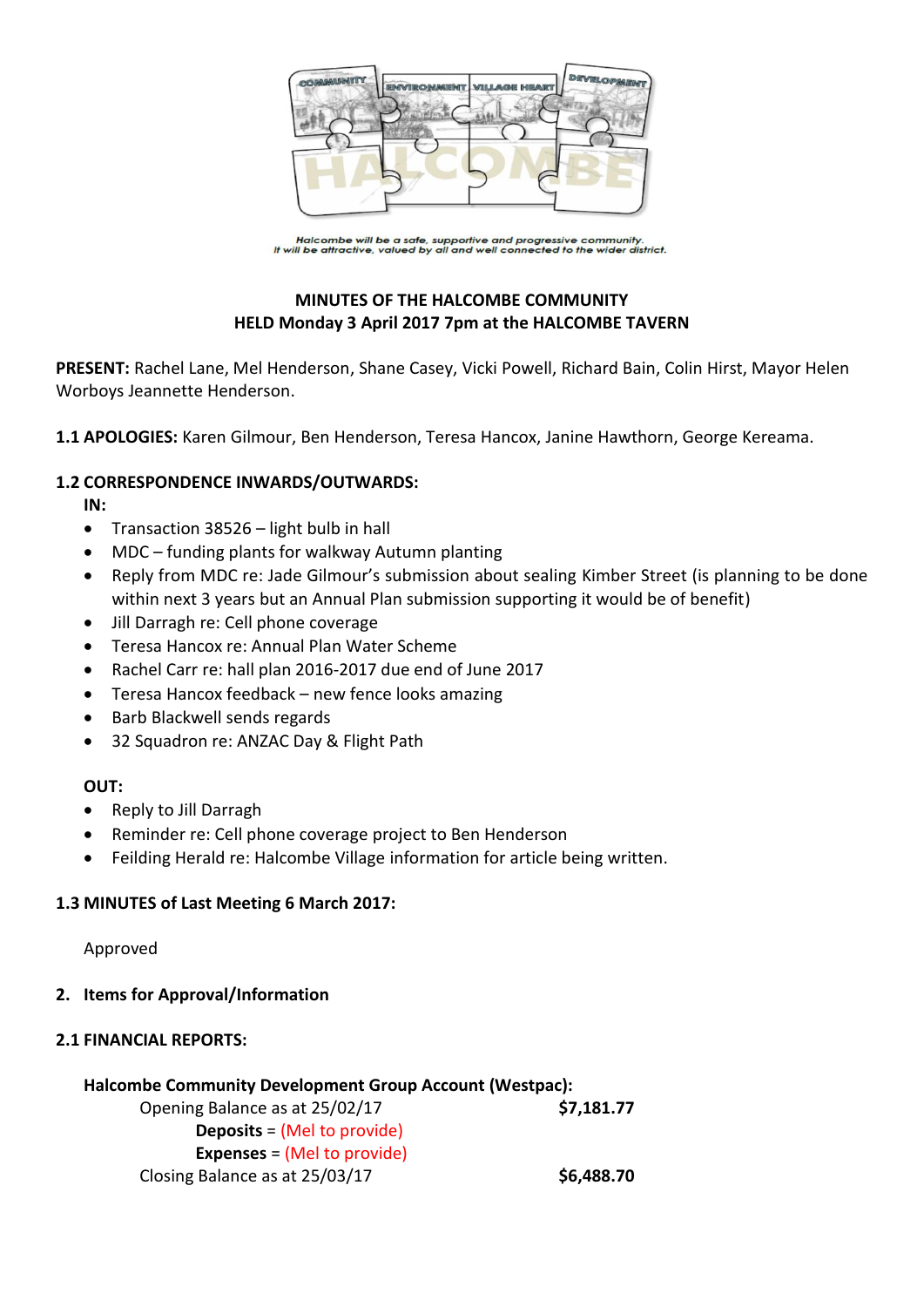Halcombe will be a safe, supportive and progressive community.
It will be attractive, valued by all and well connected to the wider district.

**MINUTES OF THE HALCOMBE COMMUNITY**
**HELD Monday 3 April 2017 7pm at the HALCOMBE TAVERN**

**PRESENT:** Rachel Lane, Mel Henderson, Shane Casey, Vicki Powell, Richard Bain, Colin Hirst, Mayor Helen Worboys Jeannette Henderson.

**1.1 APOLOGIES:** Karen Gilmour, Ben Henderson, Teresa Hancox, Janine Hawthorn, George Kereama.

**1.2 CORRESPONDENCE INWARDS/OUTWARDS:**

**IN:**

- Transaction 38526 – light bulb in hall
- MDC – funding plants for walkway Autumn planting
- Reply from MDC re: Jade Gilmour's submission about sealing Kimber Street (is planning to be done within next 3 years but an Annual Plan submission supporting it would be of benefit)
- Jill Darragh re: Cell phone coverage
- Teresa Hancox re: Annual Plan Water Scheme
- Rachel Carr re: hall plan 2016-2017 due end of June 2017
- Teresa Hancox feedback – new fence looks amazing
- Barb Blackwell sends regards
- 32 Squadron re: ANZAC Day & Flight Path

**OUT:**

- Reply to Jill Darragh
- Reminder re: Cell phone coverage project to Ben Henderson
- Feilding Herald re: Halcombe Village information for article being written.

**1.3 MINUTES of Last Meeting 6 March 2017:**

Approved

**2. Items for Approval/Information**

**2.1 FINANCIAL REPORTS:**

**Halcombe Community Development Group Account (Westpac):**

| | |
|---|---|
| Opening Balance as at 25/02/17 | **$7,181.77** |
| **Deposits** = (Mel to provide) | |
| **Expenses** = (Mel to provide) | |
| Closing Balance as at 25/03/17 | **$6,488.70** |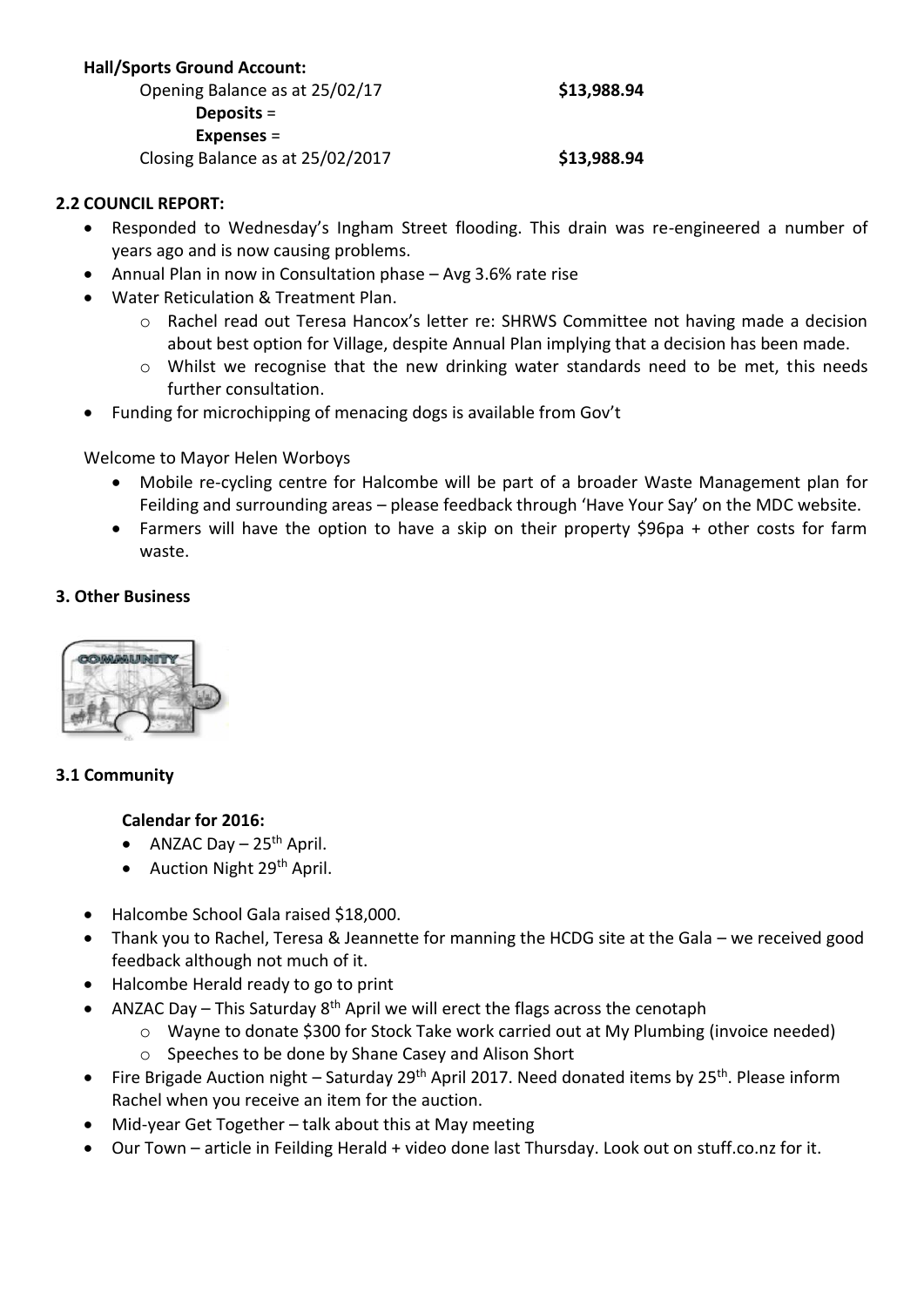**Hall/Sports Ground Account:**

Opening Balance as at 25/02/17 **$13,988.94**

**Deposits** =

**Expenses** =

Closing Balance as at 25/02/2017 **$13,988.94**

**2.2 COUNCIL REPORT:**

- Responded to Wednesday's Ingham Street flooding. This drain was re-engineered a number of years ago and is now causing problems.
- Annual Plan in now in Consultation phase – Avg 3.6% rate rise
- Water Reticulation & Treatment Plan.
  - Rachel read out Teresa Hancox's letter re: SHRWS Committee not having made a decision about best option for Village, despite Annual Plan implying that a decision has been made.
  - Whilst we recognise that the new drinking water standards need to be met, this needs further consultation.
- Funding for microchipping of menacing dogs is available from Gov't

Welcome to Mayor Helen Worboys

- Mobile re-cycling centre for Halcombe will be part of a broader Waste Management plan for Feilding and surrounding areas – please feedback through 'Have Your Say' on the MDC website.
- Farmers will have the option to have a skip on their property $96pa + other costs for farm waste.

**3. Other Business**

**3.1 Community**

**Calendar for 2016:**

- ANZAC Day – 25th April.
- Auction Night 29th April.

- Halcombe School Gala raised $18,000.
- Thank you to Rachel, Teresa & Jeannette for manning the HCDG site at the Gala – we received good feedback although not much of it.
- Halcombe Herald ready to go to print
- ANZAC Day – This Saturday 8th April we will erect the flags across the cenotaph
  - Wayne to donate $300 for Stock Take work carried out at My Plumbing (invoice needed)
  - Speeches to be done by Shane Casey and Alison Short
- Fire Brigade Auction night – Saturday 29th April 2017. Need donated items by 25th. Please inform Rachel when you receive an item for the auction.
- Mid-year Get Together – talk about this at May meeting
- Our Town – article in Feilding Herald + video done last Thursday. Look out on stuff.co.nz for it.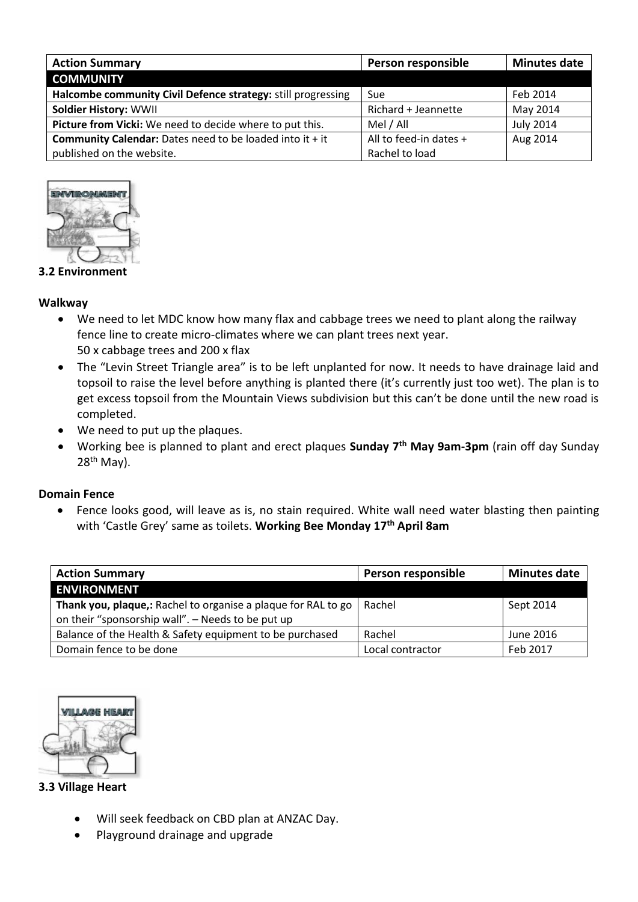| Action Summary | Person responsible | Minutes date |
|---|---|---|
| **COMMUNITY** | | |
| **Halcombe community Civil Defence strategy:** still progressing | Sue | Feb 2014 |
| **Soldier History:** WWII | Richard + Jeannette | May 2014 |
| **Picture from Vicki:** We need to decide where to put this. | Mel / All | July 2014 |
| **Community Calendar:** Dates need to be loaded into it + it published on the website. | All to feed-in dates + Rachel to load | Aug 2014 |

**3.2 Environment**

**Walkway**

- We need to let MDC know how many flax and cabbage trees we need to plant along the railway fence line to create micro-climates where we can plant trees next year.
  50 x cabbage trees and 200 x flax
- The "Levin Street Triangle area" is to be left unplanted for now. It needs to have drainage laid and topsoil to raise the level before anything is planted there (it's currently just too wet). The plan is to get excess topsoil from the Mountain Views subdivision but this can't be done until the new road is completed.
- We need to put up the plaques.
- Working bee is planned to plant and erect plaques **Sunday 7th May 9am-3pm** (rain off day Sunday 28th May).

**Domain Fence**

- Fence looks good, will leave as is, no stain required. White wall need water blasting then painting with 'Castle Grey' same as toilets. **Working Bee Monday 17th April 8am**

| Action Summary | Person responsible | Minutes date |
|---|---|---|
| **ENVIRONMENT** | | |
| **Thank you, plaque,:** Rachel to organise a plaque for RAL to go on their "sponsorship wall". – Needs to be put up | Rachel | Sept 2014 |
| Balance of the Health & Safety equipment to be purchased | Rachel | June 2016 |
| Domain fence to be done | Local contractor | Feb 2017 |

**3.3 Village Heart**

- Will seek feedback on CBD plan at ANZAC Day.
- Playground drainage and upgrade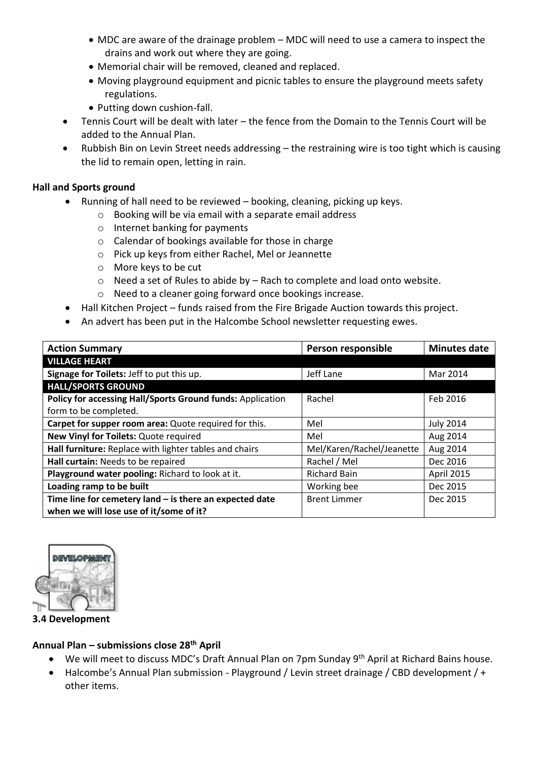- MDC are aware of the drainage problem – MDC will need to use a camera to inspect the drains and work out where they are going.
    - Memorial chair will be removed, cleaned and replaced.
    - Moving playground equipment and picnic tables to ensure the playground meets safety regulations.
    - Putting down cushion-fall.
- Tennis Court will be dealt with later – the fence from the Domain to the Tennis Court will be added to the Annual Plan.
- Rubbish Bin on Levin Street needs addressing – the restraining wire is too tight which is causing the lid to remain open, letting in rain.

**Hall and Sports ground**

- Running of hall need to be reviewed – booking, cleaning, picking up keys.
    - Booking will be via email with a separate email address
    - Internet banking for payments
    - Calendar of bookings available for those in charge
    - Pick up keys from either Rachel, Mel or Jeannette
    - More keys to be cut
    - Need a set of Rules to abide by – Rach to complete and load onto website.
    - Need to a cleaner going forward once bookings increase.
- Hall Kitchen Project – funds raised from the Fire Brigade Auction towards this project.
- An advert has been put in the Halcombe School newsletter requesting ewes.

| Action Summary | Person responsible | Minutes date |
|---|---|---|
| **VILLAGE HEART** | | |
| **Signage for Toilets:** Jeff to put this up. | Jeff Lane | Mar 2014 |
| **HALL/SPORTS GROUND** | | |
| **Policy for accessing Hall/Sports Ground funds:** Application form to be completed. | Rachel | Feb 2016 |
| **Carpet for supper room area:** Quote required for this. | Mel | July 2014 |
| **New Vinyl for Toilets:** Quote required | Mel | Aug 2014 |
| **Hall furniture:** Replace with lighter tables and chairs | Mel/Karen/Rachel/Jeanette | Aug 2014 |
| **Hall curtain:** Needs to be repaired | Rachel / Mel | Dec 2016 |
| **Playground water pooling:** Richard to look at it. | Richard Bain | April 2015 |
| **Loading ramp to be built** | Working bee | Dec 2015 |
| **Time line for cemetery land – is there an expected date when we will lose use of it/some of it?** | Brent Limmer | Dec 2015 |

**3.4 Development**

**Annual Plan – submissions close 28th April**

- We will meet to discuss MDC's Draft Annual Plan on 7pm Sunday 9th April at Richard Bains house.
- Halcombe's Annual Plan submission - Playground / Levin street drainage / CBD development / + other items.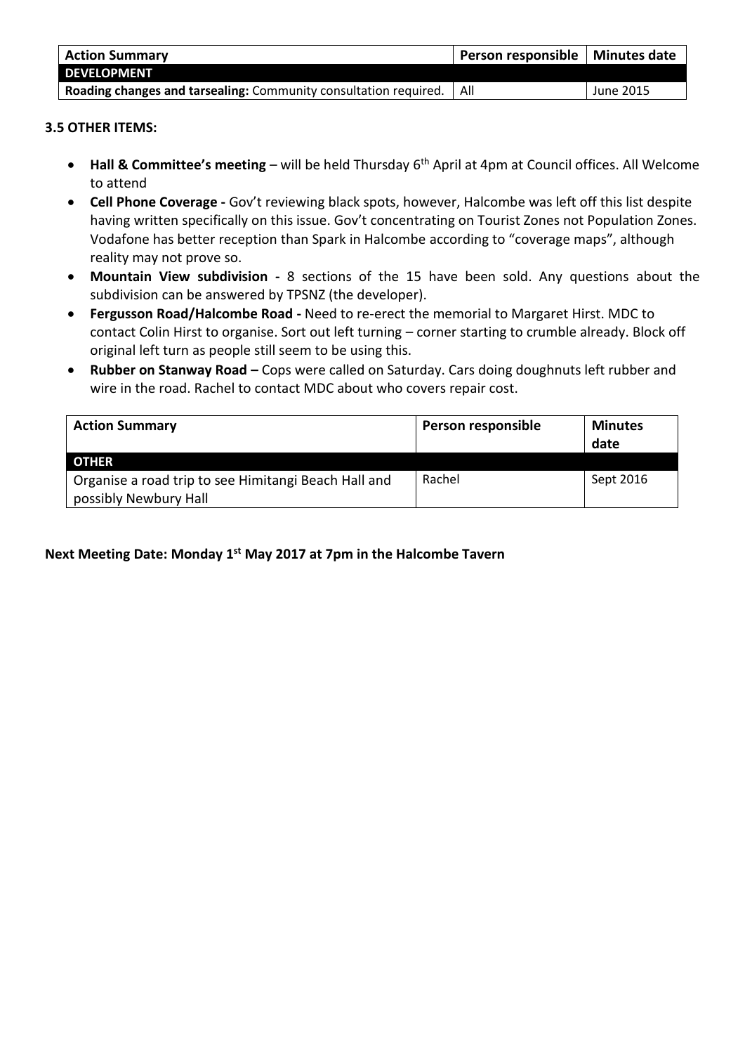| Action Summary | Person responsible | Minutes date |
|---|---|---|
| **DEVELOPMENT** | | |
| **Roading changes and tarsealing:** Community consultation required. | All | June 2015 |

**3.5 OTHER ITEMS:**

- **Hall & Committee's meeting** – will be held Thursday 6th April at 4pm at Council offices. All Welcome to attend
- **Cell Phone Coverage -** Gov't reviewing black spots, however, Halcombe was left off this list despite having written specifically on this issue. Gov't concentrating on Tourist Zones not Population Zones. Vodafone has better reception than Spark in Halcombe according to "coverage maps", although reality may not prove so.
- **Mountain View subdivision -** 8 sections of the 15 have been sold. Any questions about the subdivision can be answered by TPSNZ (the developer).
- **Fergusson Road/Halcombe Road -** Need to re-erect the memorial to Margaret Hirst. MDC to contact Colin Hirst to organise. Sort out left turning – corner starting to crumble already. Block off original left turn as people still seem to be using this.
- **Rubber on Stanway Road –** Cops were called on Saturday. Cars doing doughnuts left rubber and wire in the road. Rachel to contact MDC about who covers repair cost.

| Action Summary | Person responsible | Minutes date |
|---|---|---|
| **OTHER** | | |
| Organise a road trip to see Himitangi Beach Hall and possibly Newbury Hall | Rachel | Sept 2016 |

**Next Meeting Date: Monday 1st May 2017 at 7pm in the Halcombe Tavern**